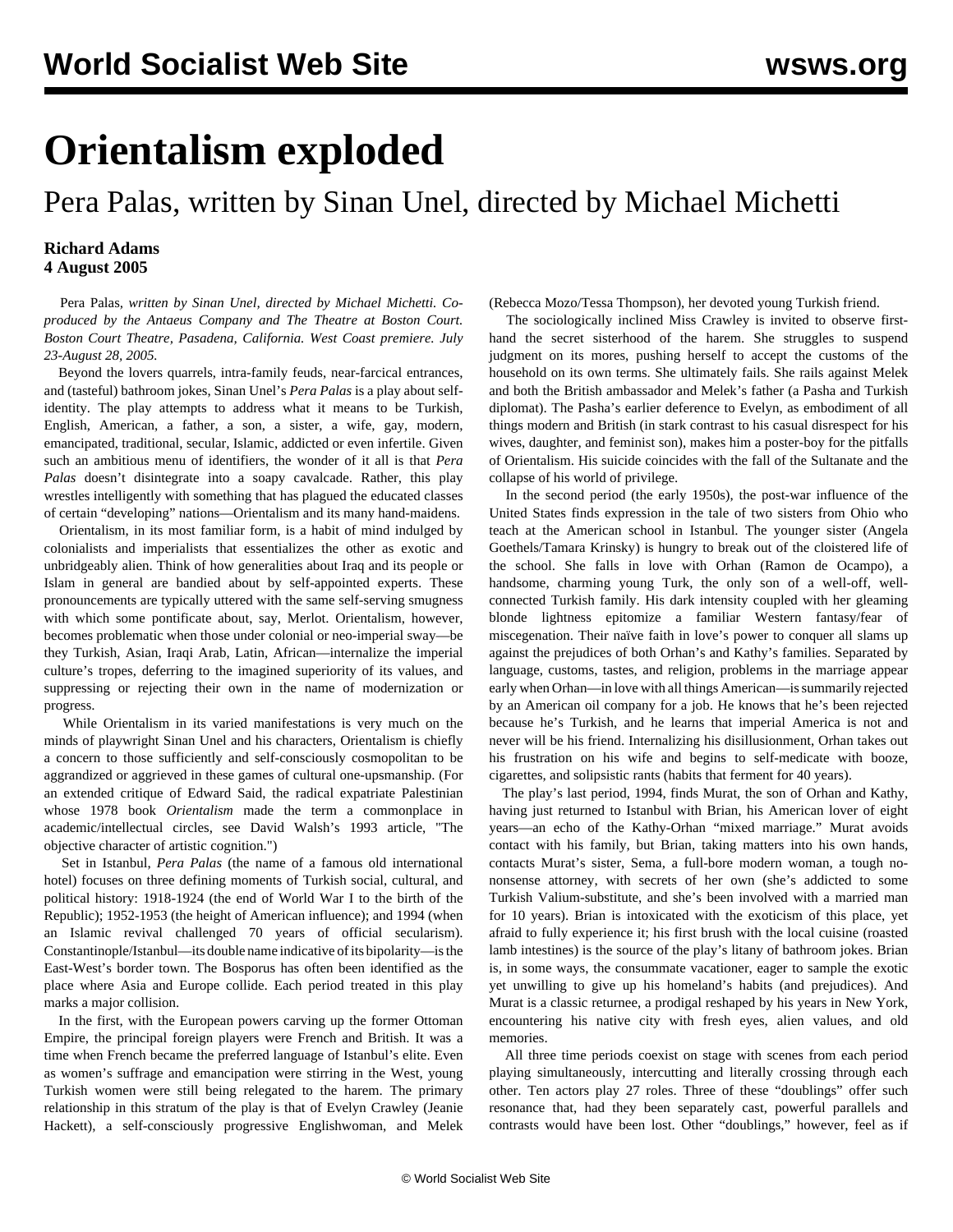# Orientalism exploded

## Pera Palas, written by Sinan Unel, directed by Michael Michetti

**Richard Adams**
**4 August 2005**

Pera Palas, *written by Sinan Unel, directed by Michael Michetti. Co-produced by the Antaeus Company and The Theatre at Boston Court. Boston Court Theatre, Pasadena, California. West Coast premiere. July 23-August 28, 2005.*

Beyond the lovers quarrels, intra-family feuds, near-farcical entrances, and (tasteful) bathroom jokes, Sinan Unel's *Pera Palas* is a play about self-identity. The play attempts to address what it means to be Turkish, English, American, a father, a son, a sister, a wife, gay, modern, emancipated, traditional, secular, Islamic, addicted or even infertile. Given such an ambitious menu of identifiers, the wonder of it all is that *Pera Palas* doesn't disintegrate into a soapy cavalcade. Rather, this play wrestles intelligently with something that has plagued the educated classes of certain "developing" nations—Orientalism and its many hand-maidens.

Orientalism, in its most familiar form, is a habit of mind indulged by colonialists and imperialists that essentializes the other as exotic and unbridgeably alien. Think of how generalities about Iraq and its people or Islam in general are bandied about by self-appointed experts. These pronouncements are typically uttered with the same self-serving smugness with which some pontificate about, say, Merlot. Orientalism, however, becomes problematic when those under colonial or neo-imperial sway—be they Turkish, Asian, Iraqi Arab, Latin, African—internalize the imperial culture's tropes, deferring to the imagined superiority of its values, and suppressing or rejecting their own in the name of modernization or progress.

While Orientalism in its varied manifestations is very much on the minds of playwright Sinan Unel and his characters, Orientalism is chiefly a concern to those sufficiently and self-consciously cosmopolitan to be aggrandized or aggrieved in these games of cultural one-upsmanship. (For an extended critique of Edward Said, the radical expatriate Palestinian whose 1978 book *Orientalism* made the term a commonplace in academic/intellectual circles, see David Walsh's 1993 article, "The objective character of artistic cognition.")

Set in Istanbul, *Pera Palas* (the name of a famous old international hotel) focuses on three defining moments of Turkish social, cultural, and political history: 1918-1924 (the end of World War I to the birth of the Republic); 1952-1953 (the height of American influence); and 1994 (when an Islamic revival challenged 70 years of official secularism). Constantinople/Istanbul—its double name indicative of its bipolarity—is the East-West's border town. The Bosporus has often been identified as the place where Asia and Europe collide. Each period treated in this play marks a major collision.

In the first, with the European powers carving up the former Ottoman Empire, the principal foreign players were French and British. It was a time when French became the preferred language of Istanbul's elite. Even as women's suffrage and emancipation were stirring in the West, young Turkish women were still being relegated to the harem. The primary relationship in this stratum of the play is that of Evelyn Crawley (Jeanie Hackett), a self-consciously progressive Englishwoman, and Melek (Rebecca Mozo/Tessa Thompson), her devoted young Turkish friend.

The sociologically inclined Miss Crawley is invited to observe first-hand the secret sisterhood of the harem. She struggles to suspend judgment on its mores, pushing herself to accept the customs of the household on its own terms. She ultimately fails. She rails against Melek and both the British ambassador and Melek's father (a Pasha and Turkish diplomat). The Pasha's earlier deference to Evelyn, as embodiment of all things modern and British (in stark contrast to his casual disrespect for his wives, daughter, and feminist son), makes him a poster-boy for the pitfalls of Orientalism. His suicide coincides with the fall of the Sultanate and the collapse of his world of privilege.

In the second period (the early 1950s), the post-war influence of the United States finds expression in the tale of two sisters from Ohio who teach at the American school in Istanbul. The younger sister (Angela Goethels/Tamara Krinsky) is hungry to break out of the cloistered life of the school. She falls in love with Orhan (Ramon de Ocampo), a handsome, charming young Turk, the only son of a well-off, well-connected Turkish family. His dark intensity coupled with her gleaming blonde lightness epitomize a familiar Western fantasy/fear of miscegenation. Their naïve faith in love's power to conquer all slams up against the prejudices of both Orhan's and Kathy's families. Separated by language, customs, tastes, and religion, problems in the marriage appear early when Orhan—in love with all things American—is summarily rejected by an American oil company for a job. He knows that he's been rejected because he's Turkish, and he learns that imperial America is not and never will be his friend. Internalizing his disillusionment, Orhan takes out his frustration on his wife and begins to self-medicate with booze, cigarettes, and solipsistic rants (habits that ferment for 40 years).

The play's last period, 1994, finds Murat, the son of Orhan and Kathy, having just returned to Istanbul with Brian, his American lover of eight years—an echo of the Kathy-Orhan "mixed marriage." Murat avoids contact with his family, but Brian, taking matters into his own hands, contacts Murat's sister, Sema, a full-bore modern woman, a tough no-nonsense attorney, with secrets of her own (she's addicted to some Turkish Valium-substitute, and she's been involved with a married man for 10 years). Brian is intoxicated with the exoticism of this place, yet afraid to fully experience it; his first brush with the local cuisine (roasted lamb intestines) is the source of the play's litany of bathroom jokes. Brian is, in some ways, the consummate vacationer, eager to sample the exotic yet unwilling to give up his homeland's habits (and prejudices). And Murat is a classic returnee, a prodigal reshaped by his years in New York, encountering his native city with fresh eyes, alien values, and old memories.

All three time periods coexist on stage with scenes from each period playing simultaneously, intercutting and literally crossing through each other. Ten actors play 27 roles. Three of these "doublings" offer such resonance that, had they been separately cast, powerful parallels and contrasts would have been lost. Other "doublings," however, feel as if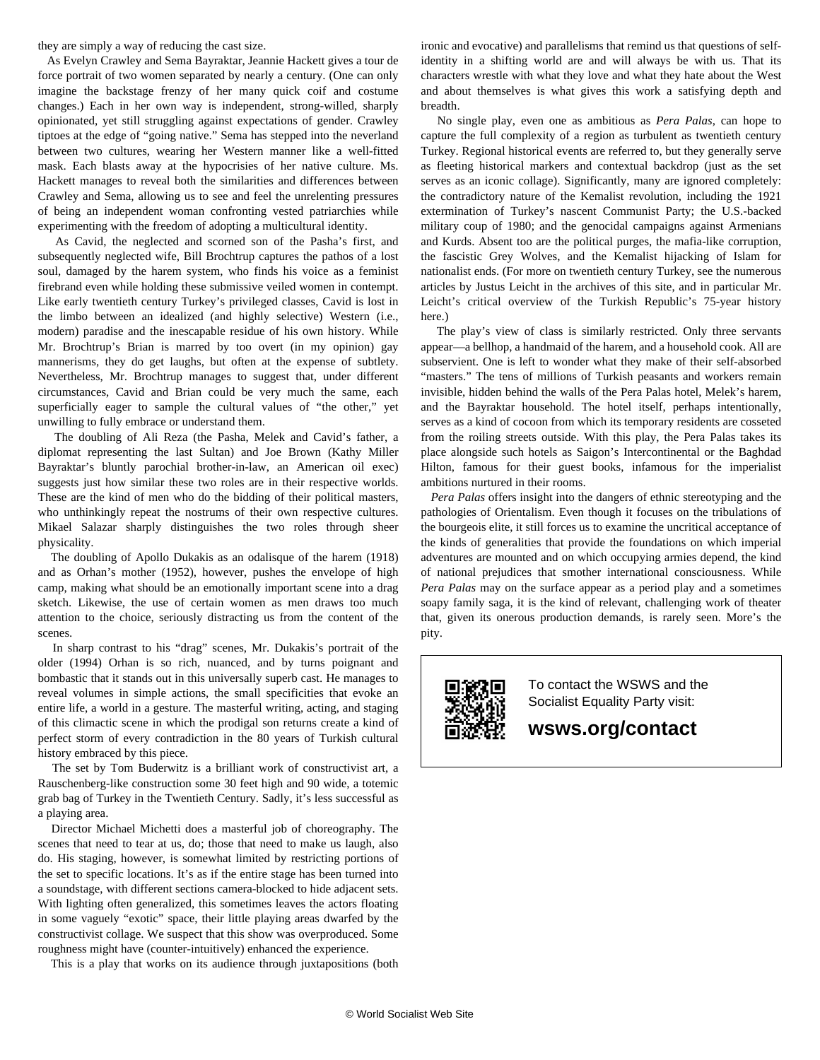they are simply a way of reducing the cast size.

As Evelyn Crawley and Sema Bayraktar, Jeannie Hackett gives a tour de force portrait of two women separated by nearly a century. (One can only imagine the backstage frenzy of her many quick coif and costume changes.) Each in her own way is independent, strong-willed, sharply opinionated, yet still struggling against expectations of gender. Crawley tiptoes at the edge of "going native." Sema has stepped into the neverland between two cultures, wearing her Western manner like a well-fitted mask. Each blasts away at the hypocrisies of her native culture. Ms. Hackett manages to reveal both the similarities and differences between Crawley and Sema, allowing us to see and feel the unrelenting pressures of being an independent woman confronting vested patriarchies while experimenting with the freedom of adopting a multicultural identity.

As Cavid, the neglected and scorned son of the Pasha's first, and subsequently neglected wife, Bill Brochtrup captures the pathos of a lost soul, damaged by the harem system, who finds his voice as a feminist firebrand even while holding these submissive veiled women in contempt. Like early twentieth century Turkey's privileged classes, Cavid is lost in the limbo between an idealized (and highly selective) Western (i.e., modern) paradise and the inescapable residue of his own history. While Mr. Brochtrup's Brian is marred by too overt (in my opinion) gay mannerisms, they do get laughs, but often at the expense of subtlety. Nevertheless, Mr. Brochtrup manages to suggest that, under different circumstances, Cavid and Brian could be very much the same, each superficially eager to sample the cultural values of "the other," yet unwilling to fully embrace or understand them.

The doubling of Ali Reza (the Pasha, Melek and Cavid's father, a diplomat representing the last Sultan) and Joe Brown (Kathy Miller Bayraktar's bluntly parochial brother-in-law, an American oil exec) suggests just how similar these two roles are in their respective worlds. These are the kind of men who do the bidding of their political masters, who unthinkingly repeat the nostrums of their own respective cultures. Mikael Salazar sharply distinguishes the two roles through sheer physicality.

The doubling of Apollo Dukakis as an odalisque of the harem (1918) and as Orhan's mother (1952), however, pushes the envelope of high camp, making what should be an emotionally important scene into a drag sketch. Likewise, the use of certain women as men draws too much attention to the choice, seriously distracting us from the content of the scenes.

In sharp contrast to his "drag" scenes, Mr. Dukakis's portrait of the older (1994) Orhan is so rich, nuanced, and by turns poignant and bombastic that it stands out in this universally superb cast. He manages to reveal volumes in simple actions, the small specificities that evoke an entire life, a world in a gesture. The masterful writing, acting, and staging of this climactic scene in which the prodigal son returns create a kind of perfect storm of every contradiction in the 80 years of Turkish cultural history embraced by this piece.

The set by Tom Buderwitz is a brilliant work of constructivist art, a Rauschenberg-like construction some 30 feet high and 90 wide, a totemic grab bag of Turkey in the Twentieth Century. Sadly, it's less successful as a playing area.

Director Michael Michetti does a masterful job of choreography. The scenes that need to tear at us, do; those that need to make us laugh, also do. His staging, however, is somewhat limited by restricting portions of the set to specific locations. It's as if the entire stage has been turned into a soundstage, with different sections camera-blocked to hide adjacent sets. With lighting often generalized, this sometimes leaves the actors floating in some vaguely "exotic" space, their little playing areas dwarfed by the constructivist collage. We suspect that this show was overproduced. Some roughness might have (counter-intuitively) enhanced the experience.

This is a play that works on its audience through juxtapositions (both ironic and evocative) and parallelisms that remind us that questions of self-identity in a shifting world are and will always be with us. That its characters wrestle with what they love and what they hate about the West and about themselves is what gives this work a satisfying depth and breadth.

No single play, even one as ambitious as *Pera Palas*, can hope to capture the full complexity of a region as turbulent as twentieth century Turkey. Regional historical events are referred to, but they generally serve as fleeting historical markers and contextual backdrop (just as the set serves as an iconic collage). Significantly, many are ignored completely: the contradictory nature of the Kemalist revolution, including the 1921 extermination of Turkey's nascent Communist Party; the U.S.-backed military coup of 1980; and the genocidal campaigns against Armenians and Kurds. Absent too are the political purges, the mafia-like corruption, the fascistic Grey Wolves, and the Kemalist hijacking of Islam for nationalist ends. (For more on twentieth century Turkey, see the numerous articles by Justus Leicht in the archives of this site, and in particular Mr. Leicht's critical overview of the Turkish Republic's 75-year history here.)

The play's view of class is similarly restricted. Only three servants appear—a bellhop, a handmaid of the harem, and a household cook. All are subservient. One is left to wonder what they make of their self-absorbed "masters." The tens of millions of Turkish peasants and workers remain invisible, hidden behind the walls of the Pera Palas hotel, Melek's harem, and the Bayraktar household. The hotel itself, perhaps intentionally, serves as a kind of cocoon from which its temporary residents are cosseted from the roiling streets outside. With this play, the Pera Palas takes its place alongside such hotels as Saigon's Intercontinental or the Baghdad Hilton, famous for their guest books, infamous for the imperialist ambitions nurtured in their rooms.

*Pera Palas* offers insight into the dangers of ethnic stereotyping and the pathologies of Orientalism. Even though it focuses on the tribulations of the bourgeois elite, it still forces us to examine the uncritical acceptance of the kinds of generalities that provide the foundations on which imperial adventures are mounted and on which occupying armies depend, the kind of national prejudices that smother international consciousness. While *Pera Palas* may on the surface appear as a period play and a sometimes soapy family saga, it is the kind of relevant, challenging work of theater that, given its onerous production demands, is rarely seen. More's the pity.

To contact the WSWS and the Socialist Equality Party visit:

**wsws.org/contact**